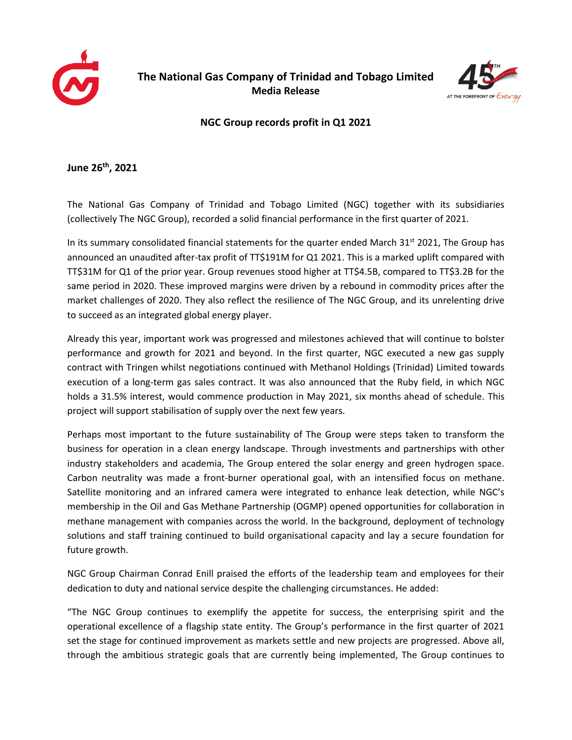# The National Gas Company of Trinidad and Tobago Limited

**Media Release**

## NGC Group records profit in Q1 2021

**June 26th, 2021**

The National Gas Company of Trinidad and Tobago Limited (NGC) together with its subsidiaries (collectively The NGC Group), recorded a solid financial performance in the first quarter of 2021.

In its summary consolidated financial statements for the quarter ended March 31st 2021, The Group has announced an unaudited after-tax profit of TT$191M for Q1 2021. This is a marked uplift compared with TT$31M for Q1 of the prior year. Group revenues stood higher at TT$4.5B, compared to TT$3.2B for the same period in 2020. These improved margins were driven by a rebound in commodity prices after the market challenges of 2020. They also reflect the resilience of The NGC Group, and its unrelenting drive to succeed as an integrated global energy player.

Already this year, important work was progressed and milestones achieved that will continue to bolster performance and growth for 2021 and beyond. In the first quarter, NGC executed a new gas supply contract with Tringen whilst negotiations continued with Methanol Holdings (Trinidad) Limited towards execution of a long-term gas sales contract. It was also announced that the Ruby field, in which NGC holds a 31.5% interest, would commence production in May 2021, six months ahead of schedule. This project will support stabilisation of supply over the next few years.

Perhaps most important to the future sustainability of The Group were steps taken to transform the business for operation in a clean energy landscape. Through investments and partnerships with other industry stakeholders and academia, The Group entered the solar energy and green hydrogen space. Carbon neutrality was made a front-burner operational goal, with an intensified focus on methane. Satellite monitoring and an infrared camera were integrated to enhance leak detection, while NGC's membership in the Oil and Gas Methane Partnership (OGMP) opened opportunities for collaboration in methane management with companies across the world. In the background, deployment of technology solutions and staff training continued to build organisational capacity and lay a secure foundation for future growth.

NGC Group Chairman Conrad Enill praised the efforts of the leadership team and employees for their dedication to duty and national service despite the challenging circumstances. He added:

"The NGC Group continues to exemplify the appetite for success, the enterprising spirit and the operational excellence of a flagship state entity. The Group's performance in the first quarter of 2021 set the stage for continued improvement as markets settle and new projects are progressed. Above all, through the ambitious strategic goals that are currently being implemented, The Group continues to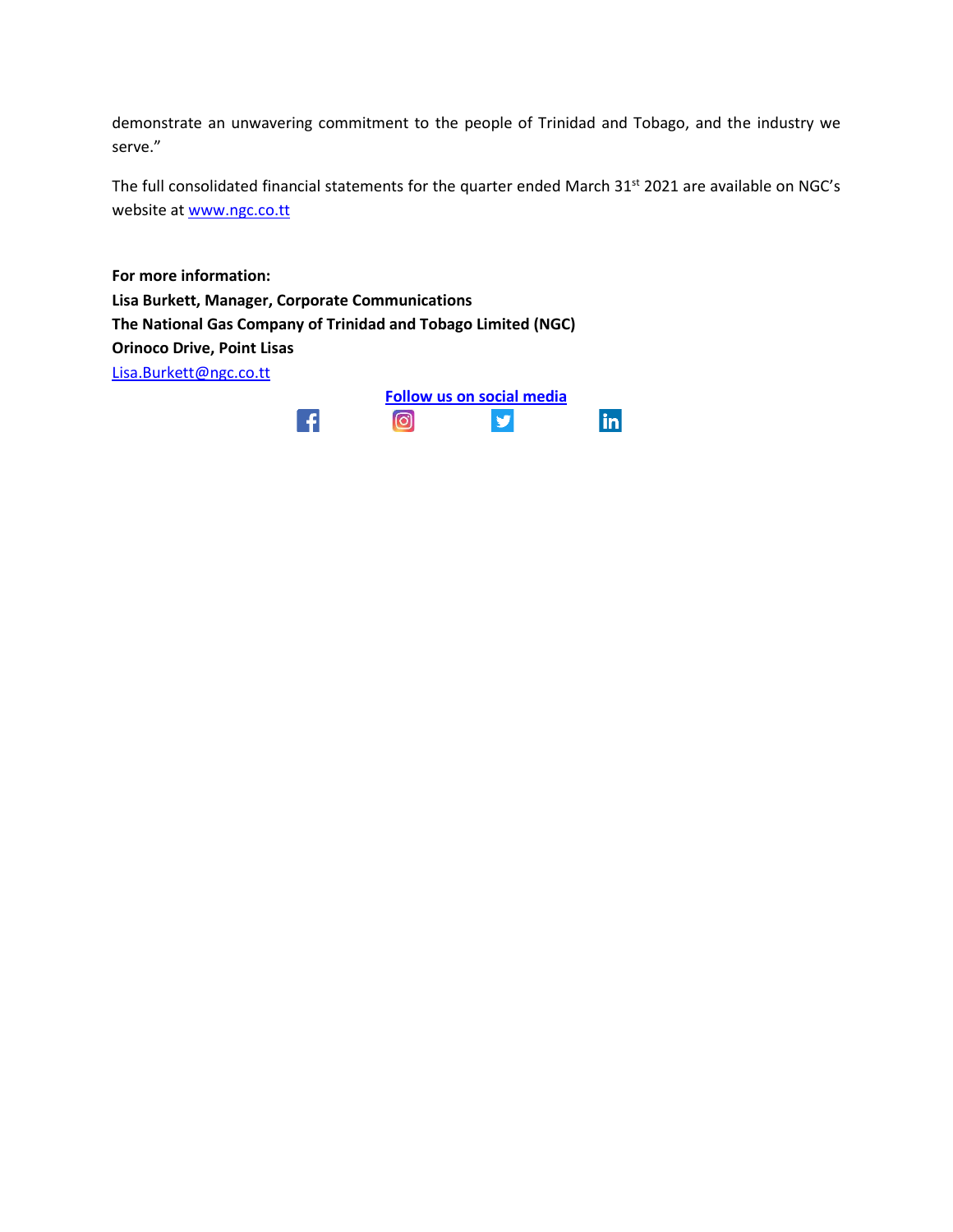demonstrate an unwavering commitment to the people of Trinidad and Tobago, and the industry we serve."

The full consolidated financial statements for the quarter ended March 31st 2021 are available on NGC's website at www.ngc.co.tt

**For more information:**
**Lisa Burkett, Manager, Corporate Communications**
**The National Gas Company of Trinidad and Tobago Limited (NGC)**
**Orinoco Drive, Point Lisas**
Lisa.Burkett@ngc.co.tt

**Follow us on social media**